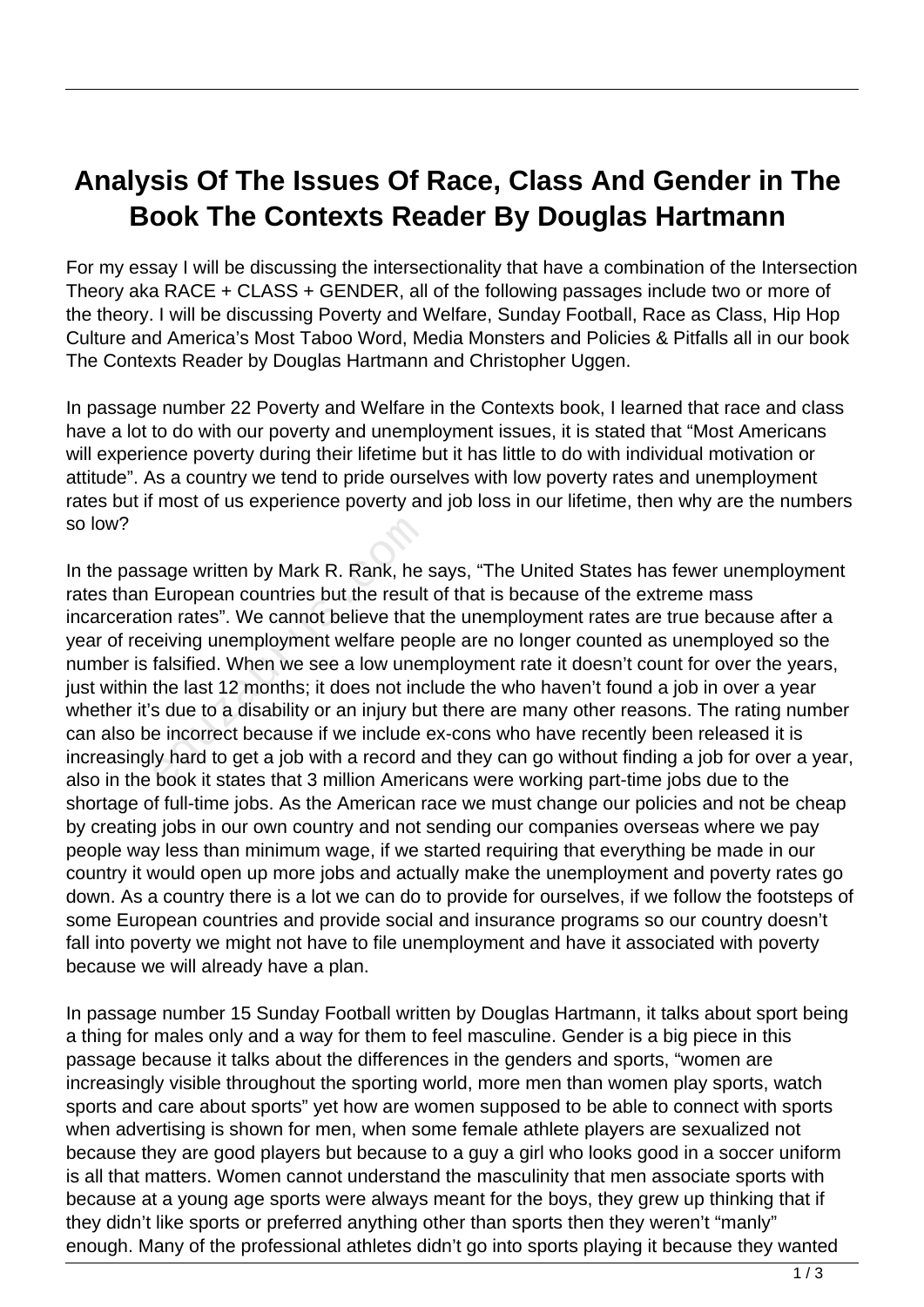# Analysis Of The Issues Of Race, Class And Gender in The Book The Contexts Reader By Douglas Hartmann

For my essay I will be discussing the intersectionality that have a combination of the Intersection Theory aka RACE + CLASS + GENDER, all of the following passages include two or more of the theory. I will be discussing Poverty and Welfare, Sunday Football, Race as Class, Hip Hop Culture and America's Most Taboo Word, Media Monsters and Policies & Pitfalls all in our book The Contexts Reader by Douglas Hartmann and Christopher Uggen.

In passage number 22 Poverty and Welfare in the Contexts book, I learned that race and class have a lot to do with our poverty and unemployment issues, it is stated that "Most Americans will experience poverty during their lifetime but it has little to do with individual motivation or attitude". As a country we tend to pride ourselves with low poverty rates and unemployment rates but if most of us experience poverty and job loss in our lifetime, then why are the numbers so low?

In the passage written by Mark R. Rank, he says, "The United States has fewer unemployment rates than European countries but the result of that is because of the extreme mass incarceration rates". We cannot believe that the unemployment rates are true because after a year of receiving unemployment welfare people are no longer counted as unemployed so the number is falsified. When we see a low unemployment rate it doesn't count for over the years, just within the last 12 months; it does not include the who haven't found a job in over a year whether it's due to a disability or an injury but there are many other reasons. The rating number can also be incorrect because if we include ex-cons who have recently been released it is increasingly hard to get a job with a record and they can go without finding a job for over a year, also in the book it states that 3 million Americans were working part-time jobs due to the shortage of full-time jobs. As the American race we must change our policies and not be cheap by creating jobs in our own country and not sending our companies overseas where we pay people way less than minimum wage, if we started requiring that everything be made in our country it would open up more jobs and actually make the unemployment and poverty rates go down. As a country there is a lot we can do to provide for ourselves, if we follow the footsteps of some European countries and provide social and insurance programs so our country doesn't fall into poverty we might not have to file unemployment and have it associated with poverty because we will already have a plan.

In passage number 15 Sunday Football written by Douglas Hartmann, it talks about sport being a thing for males only and a way for them to feel masculine. Gender is a big piece in this passage because it talks about the differences in the genders and sports, "women are increasingly visible throughout the sporting world, more men than women play sports, watch sports and care about sports" yet how are women supposed to be able to connect with sports when advertising is shown for men, when some female athlete players are sexualized not because they are good players but because to a guy a girl who looks good in a soccer uniform is all that matters. Women cannot understand the masculinity that men associate sports with because at a young age sports were always meant for the boys, they grew up thinking that if they didn't like sports or preferred anything other than sports then they weren't "manly" enough. Many of the professional athletes didn't go into sports playing it because they wanted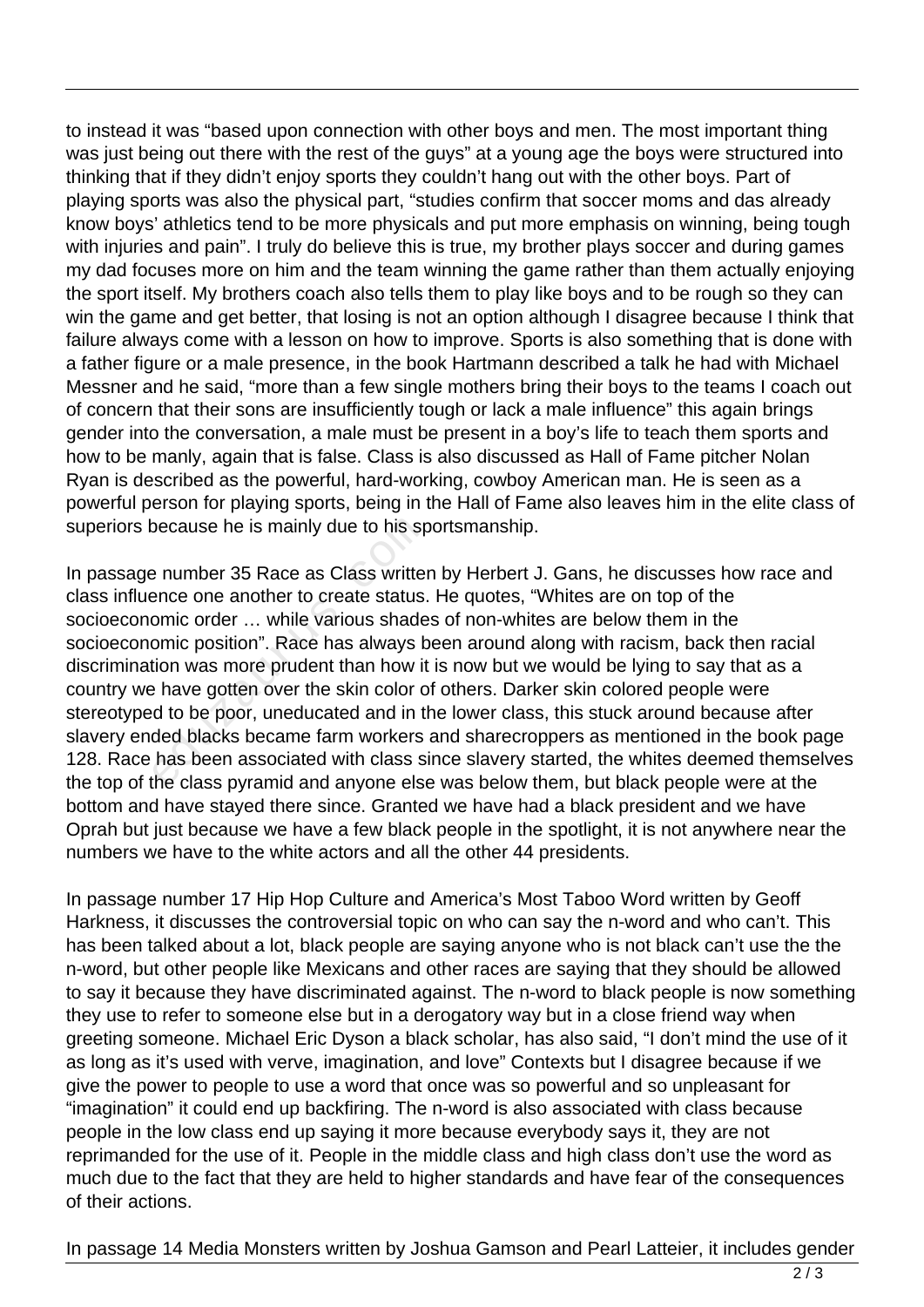to instead it was "based upon connection with other boys and men. The most important thing was just being out there with the rest of the guys" at a young age the boys were structured into thinking that if they didn't enjoy sports they couldn't hang out with the other boys. Part of playing sports was also the physical part, "studies confirm that soccer moms and das already know boys' athletics tend to be more physicals and put more emphasis on winning, being tough with injuries and pain". I truly do believe this is true, my brother plays soccer and during games my dad focuses more on him and the team winning the game rather than them actually enjoying the sport itself. My brothers coach also tells them to play like boys and to be rough so they can win the game and get better, that losing is not an option although I disagree because I think that failure always come with a lesson on how to improve. Sports is also something that is done with a father figure or a male presence, in the book Hartmann described a talk he had with Michael Messner and he said, "more than a few single mothers bring their boys to the teams I coach out of concern that their sons are insufficiently tough or lack a male influence" this again brings gender into the conversation, a male must be present in a boy's life to teach them sports and how to be manly, again that is false. Class is also discussed as Hall of Fame pitcher Nolan Ryan is described as the powerful, hard-working, cowboy American man. He is seen as a powerful person for playing sports, being in the Hall of Fame also leaves him in the elite class of superiors because he is mainly due to his sportsmanship.

In passage number 35 Race as Class written by Herbert J. Gans, he discusses how race and class influence one another to create status. He quotes, "Whites are on top of the socioeconomic order … while various shades of non-whites are below them in the socioeconomic position". Race has always been around along with racism, back then racial discrimination was more prudent than how it is now but we would be lying to say that as a country we have gotten over the skin color of others. Darker skin colored people were stereotyped to be poor, uneducated and in the lower class, this stuck around because after slavery ended blacks became farm workers and sharecroppers as mentioned in the book page 128. Race has been associated with class since slavery started, the whites deemed themselves the top of the class pyramid and anyone else was below them, but black people were at the bottom and have stayed there since. Granted we have had a black president and we have Oprah but just because we have a few black people in the spotlight, it is not anywhere near the numbers we have to the white actors and all the other 44 presidents.

In passage number 17 Hip Hop Culture and America's Most Taboo Word written by Geoff Harkness, it discusses the controversial topic on who can say the n-word and who can't. This has been talked about a lot, black people are saying anyone who is not black can't use the the n-word, but other people like Mexicans and other races are saying that they should be allowed to say it because they have discriminated against. The n-word to black people is now something they use to refer to someone else but in a derogatory way but in a close friend way when greeting someone. Michael Eric Dyson a black scholar, has also said, "I don't mind the use of it as long as it's used with verve, imagination, and love" Contexts but I disagree because if we give the power to people to use a word that once was so powerful and so unpleasant for "imagination" it could end up backfiring. The n-word is also associated with class because people in the low class end up saying it more because everybody says it, they are not reprimanded for the use of it. People in the middle class and high class don't use the word as much due to the fact that they are held to higher standards and have fear of the consequences of their actions.

In passage 14 Media Monsters written by Joshua Gamson and Pearl Latteier, it includes gender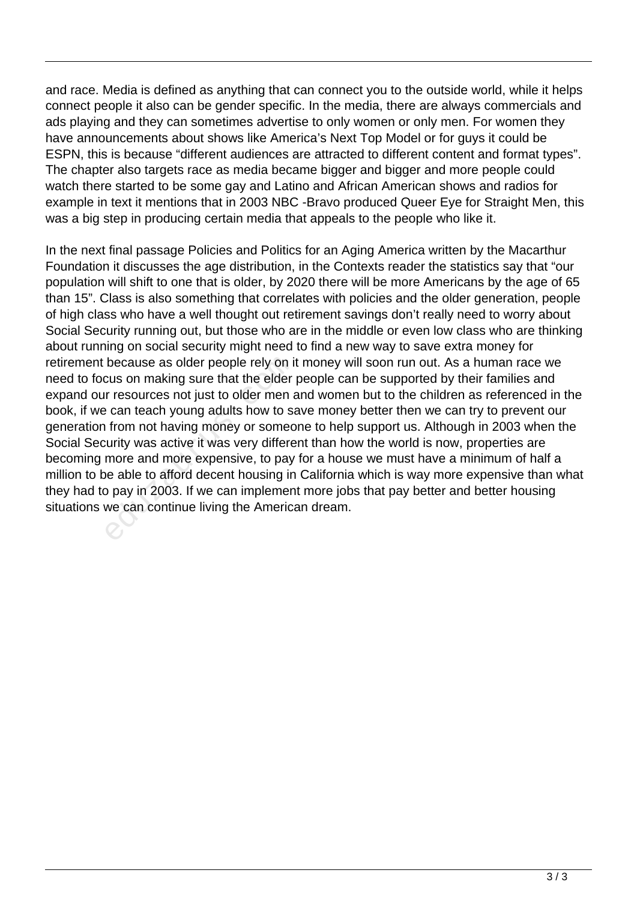and race. Media is defined as anything that can connect you to the outside world, while it helps connect people it also can be gender specific. In the media, there are always commercials and ads playing and they can sometimes advertise to only women or only men. For women they have announcements about shows like America's Next Top Model or for guys it could be ESPN, this is because "different audiences are attracted to different content and format types". The chapter also targets race as media became bigger and bigger and more people could watch there started to be some gay and Latino and African American shows and radios for example in text it mentions that in 2003 NBC -Bravo produced Queer Eye for Straight Men, this was a big step in producing certain media that appeals to the people who like it.

In the next final passage Policies and Politics for an Aging America written by the Macarthur Foundation it discusses the age distribution, in the Contexts reader the statistics say that "our population will shift to one that is older, by 2020 there will be more Americans by the age of 65 than 15". Class is also something that correlates with policies and the older generation, people of high class who have a well thought out retirement savings don't really need to worry about Social Security running out, but those who are in the middle or even low class who are thinking about running on social security might need to find a new way to save extra money for retirement because as older people rely on it money will soon run out. As a human race we need to focus on making sure that the elder people can be supported by their families and expand our resources not just to older men and women but to the children as referenced in the book, if we can teach young adults how to save money better then we can try to prevent our generation from not having money or someone to help support us. Although in 2003 when the Social Security was active it was very different than how the world is now, properties are becoming more and more expensive, to pay for a house we must have a minimum of half a million to be able to afford decent housing in California which is way more expensive than what they had to pay in 2003. If we can implement more jobs that pay better and better housing situations we can continue living the American dream.